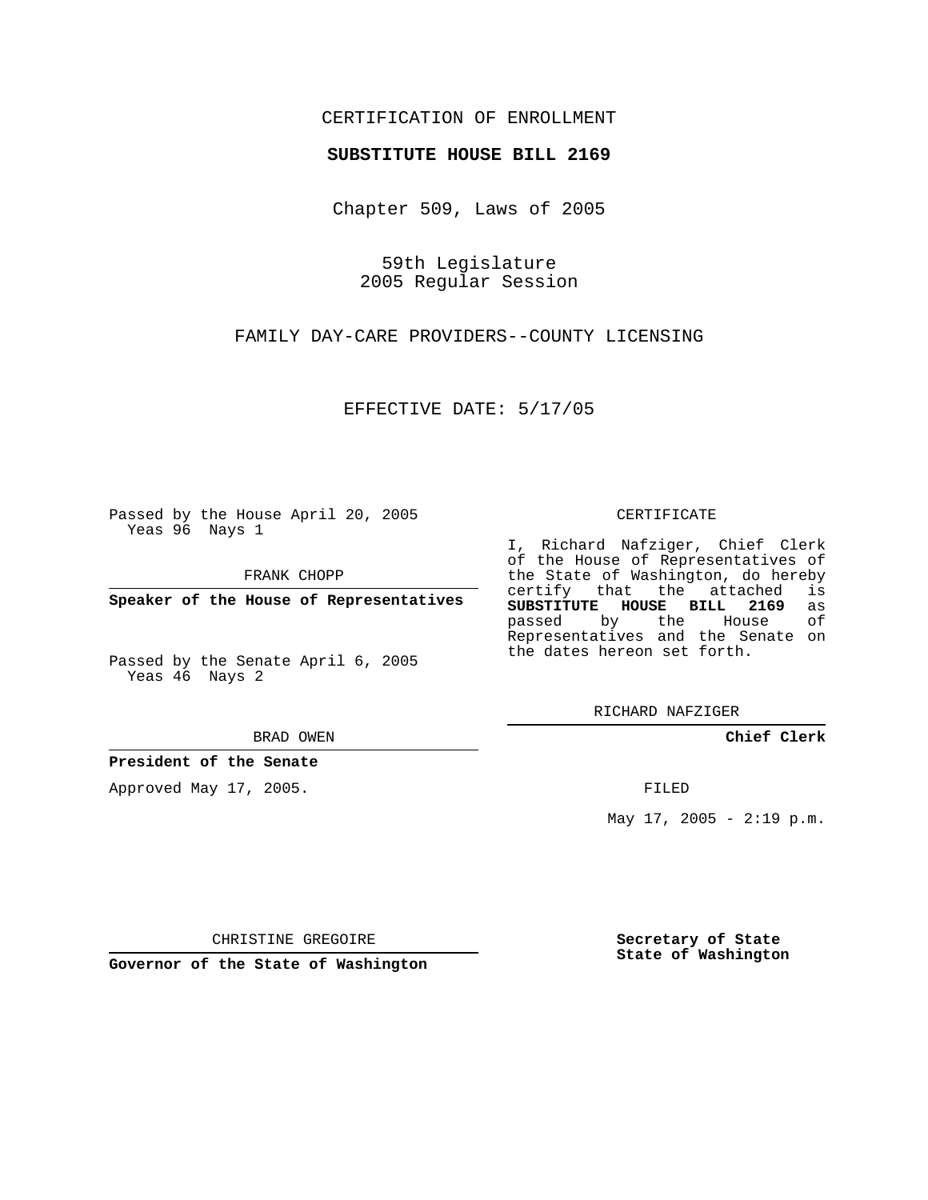CERTIFICATION OF ENROLLMENT

**SUBSTITUTE HOUSE BILL 2169**

Chapter 509, Laws of 2005

59th Legislature
2005 Regular Session

FAMILY DAY-CARE PROVIDERS--COUNTY LICENSING

EFFECTIVE DATE: 5/17/05

Passed by the House April 20, 2005
Yeas 96 Nays 1

FRANK CHOPP

**Speaker of the House of Representatives**

Passed by the Senate April 6, 2005
Yeas 46 Nays 2

BRAD OWEN

**President of the Senate**

Approved May 17, 2005.

CHRISTINE GREGOIRE

**Governor of the State of Washington**

CERTIFICATE

I, Richard Nafziger, Chief Clerk of the House of Representatives of the State of Washington, do hereby certify that the attached is **SUBSTITUTE HOUSE BILL 2169** as passed by the House of Representatives and the Senate on the dates hereon set forth.

RICHARD NAFZIGER

**Chief Clerk**

FILED

May 17, 2005 - 2:19 p.m.

**Secretary of State**
**State of Washington**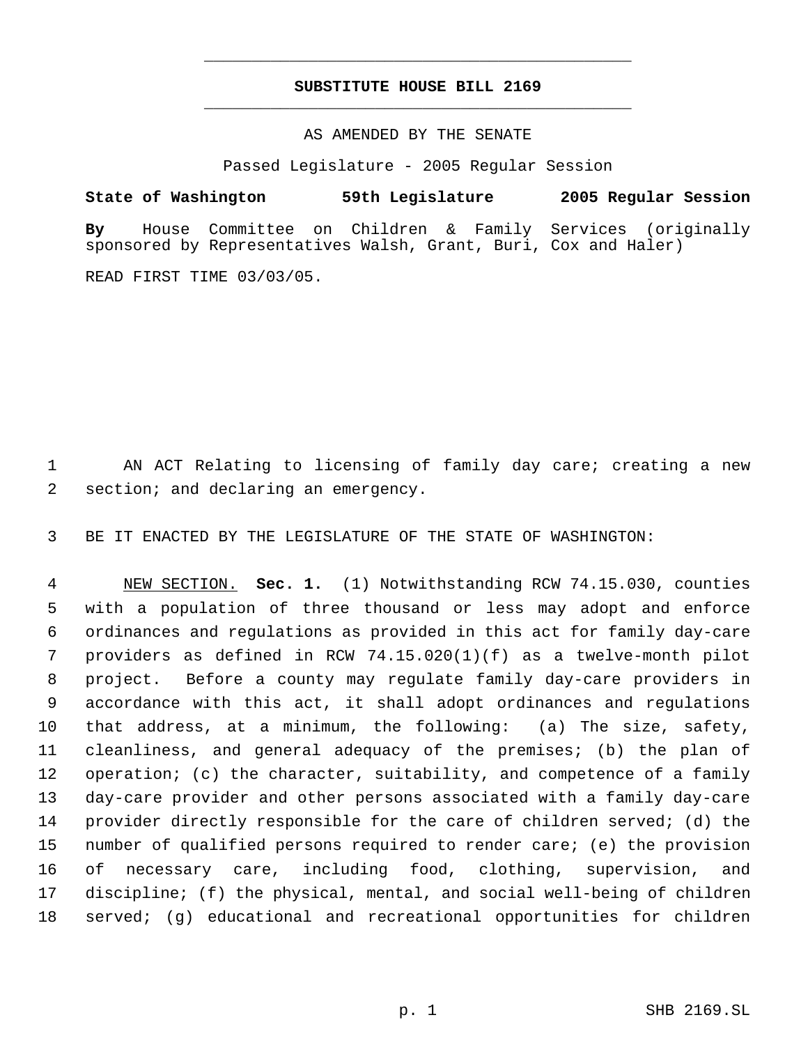**SUBSTITUTE HOUSE BILL 2169**

AS AMENDED BY THE SENATE

Passed Legislature - 2005 Regular Session

**State of Washington 59th Legislature 2005 Regular Session**

**By** House Committee on Children & Family Services (originally sponsored by Representatives Walsh, Grant, Buri, Cox and Haler)

READ FIRST TIME 03/03/05.

1 AN ACT Relating to licensing of family day care; creating a new 2 section; and declaring an emergency.

3 BE IT ENACTED BY THE LEGISLATURE OF THE STATE OF WASHINGTON:

4 NEW SECTION. **Sec. 1.** (1) Notwithstanding RCW 74.15.030, counties 5 with a population of three thousand or less may adopt and enforce 6 ordinances and regulations as provided in this act for family day-care 7 providers as defined in RCW 74.15.020(1)(f) as a twelve-month pilot 8 project. Before a county may regulate family day-care providers in 9 accordance with this act, it shall adopt ordinances and regulations 10 that address, at a minimum, the following: (a) The size, safety, 11 cleanliness, and general adequacy of the premises; (b) the plan of 12 operation; (c) the character, suitability, and competence of a family 13 day-care provider and other persons associated with a family day-care 14 provider directly responsible for the care of children served; (d) the 15 number of qualified persons required to render care; (e) the provision 16 of necessary care, including food, clothing, supervision, and 17 discipline; (f) the physical, mental, and social well-being of children 18 served; (g) educational and recreational opportunities for children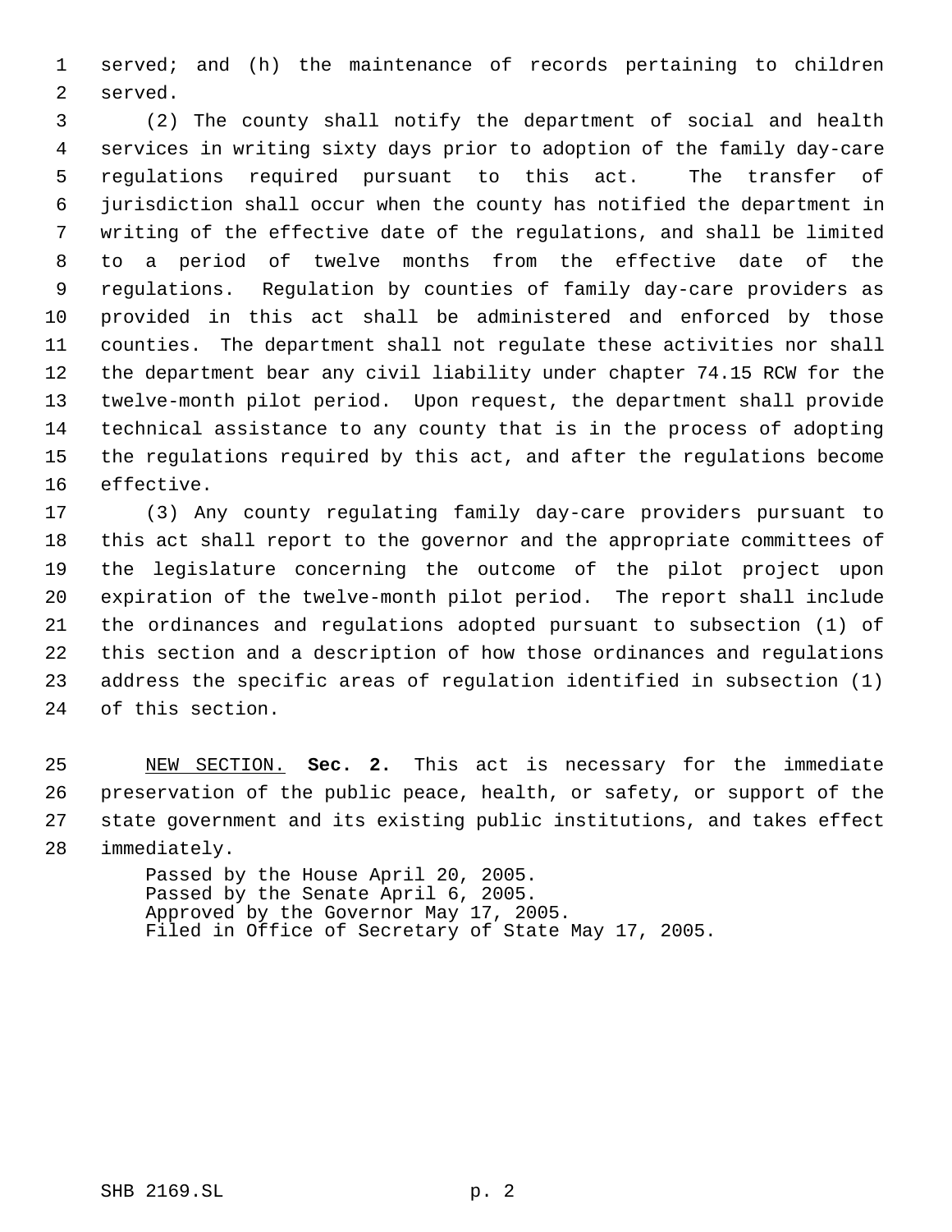served; and (h) the maintenance of records pertaining to children served.

(2) The county shall notify the department of social and health services in writing sixty days prior to adoption of the family day-care regulations required pursuant to this act. The transfer of jurisdiction shall occur when the county has notified the department in writing of the effective date of the regulations, and shall be limited to a period of twelve months from the effective date of the regulations. Regulation by counties of family day-care providers as provided in this act shall be administered and enforced by those counties. The department shall not regulate these activities nor shall the department bear any civil liability under chapter 74.15 RCW for the twelve-month pilot period. Upon request, the department shall provide technical assistance to any county that is in the process of adopting the regulations required by this act, and after the regulations become effective.

(3) Any county regulating family day-care providers pursuant to this act shall report to the governor and the appropriate committees of the legislature concerning the outcome of the pilot project upon expiration of the twelve-month pilot period. The report shall include the ordinances and regulations adopted pursuant to subsection (1) of this section and a description of how those ordinances and regulations address the specific areas of regulation identified in subsection (1) of this section.

NEW SECTION. **Sec. 2.** This act is necessary for the immediate preservation of the public peace, health, or safety, or support of the state government and its existing public institutions, and takes effect immediately.

Passed by the House April 20, 2005.
Passed by the Senate April 6, 2005.
Approved by the Governor May 17, 2005.
Filed in Office of Secretary of State May 17, 2005.